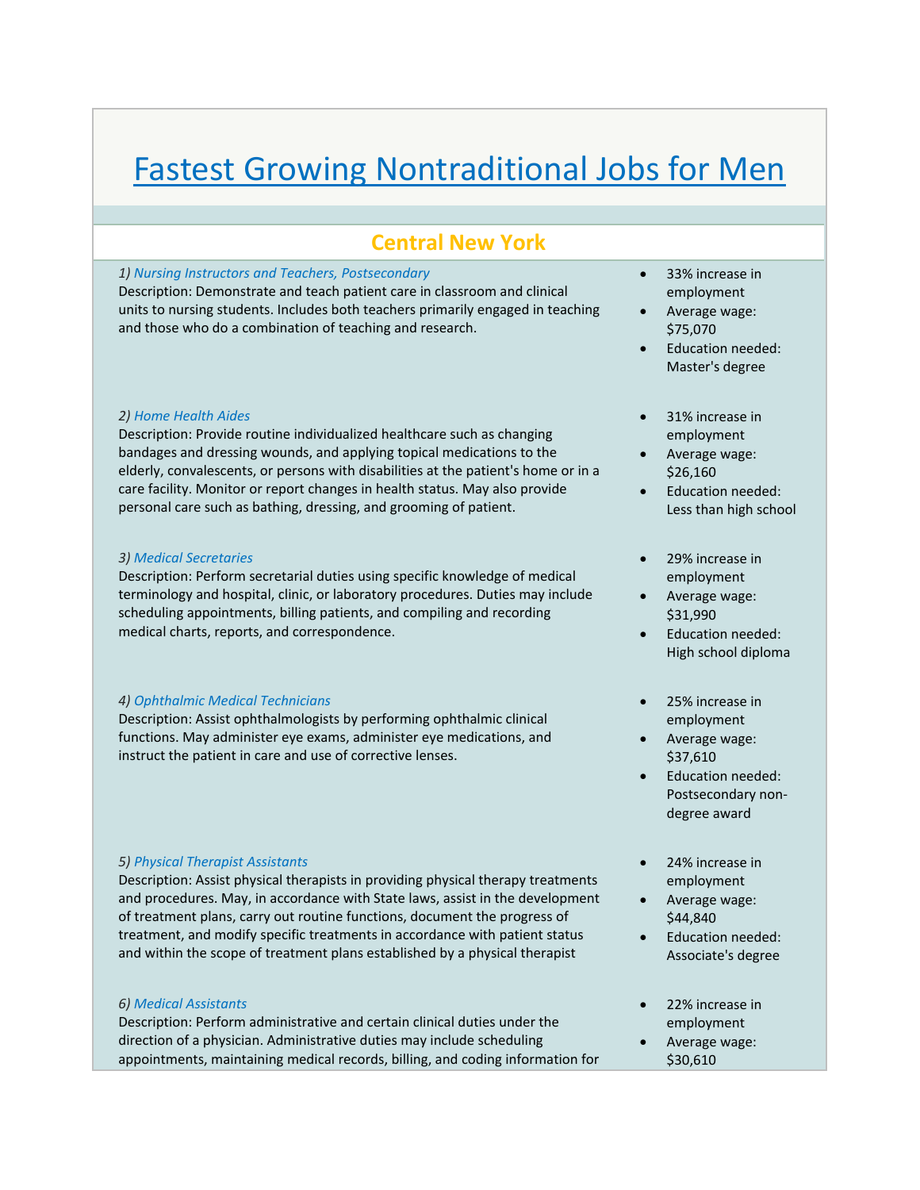# Fastest Growing Nontraditional Jobs for Men

## Central New York

*1) Nursing Instructors and Teachers, Postsecondary*
Description: Demonstrate and teach patient care in classroom and clinical units to nursing students. Includes both teachers primarily engaged in teaching and those who do a combination of teaching and research.

- 33% increase in employment
- Average wage: $75,070
- Education needed: Master's degree

*2) Home Health Aides*
Description: Provide routine individualized healthcare such as changing bandages and dressing wounds, and applying topical medications to the elderly, convalescents, or persons with disabilities at the patient's home or in a care facility. Monitor or report changes in health status. May also provide personal care such as bathing, dressing, and grooming of patient.

- 31% increase in employment
- Average wage: $26,160
- Education needed: Less than high school

*3) Medical Secretaries*
Description: Perform secretarial duties using specific knowledge of medical terminology and hospital, clinic, or laboratory procedures. Duties may include scheduling appointments, billing patients, and compiling and recording medical charts, reports, and correspondence.

- 29% increase in employment
- Average wage: $31,990
- Education needed: High school diploma

*4) Ophthalmic Medical Technicians*
Description: Assist ophthalmologists by performing ophthalmic clinical functions. May administer eye exams, administer eye medications, and instruct the patient in care and use of corrective lenses.

- 25% increase in employment
- Average wage: $37,610
- Education needed: Postsecondary non-degree award

*5) Physical Therapist Assistants*
Description: Assist physical therapists in providing physical therapy treatments and procedures. May, in accordance with State laws, assist in the development of treatment plans, carry out routine functions, document the progress of treatment, and modify specific treatments in accordance with patient status and within the scope of treatment plans established by a physical therapist

- 24% increase in employment
- Average wage: $44,840
- Education needed: Associate's degree

*6) Medical Assistants*
Description: Perform administrative and certain clinical duties under the direction of a physician. Administrative duties may include scheduling appointments, maintaining medical records, billing, and coding information for

- 22% increase in employment
- Average wage: $30,610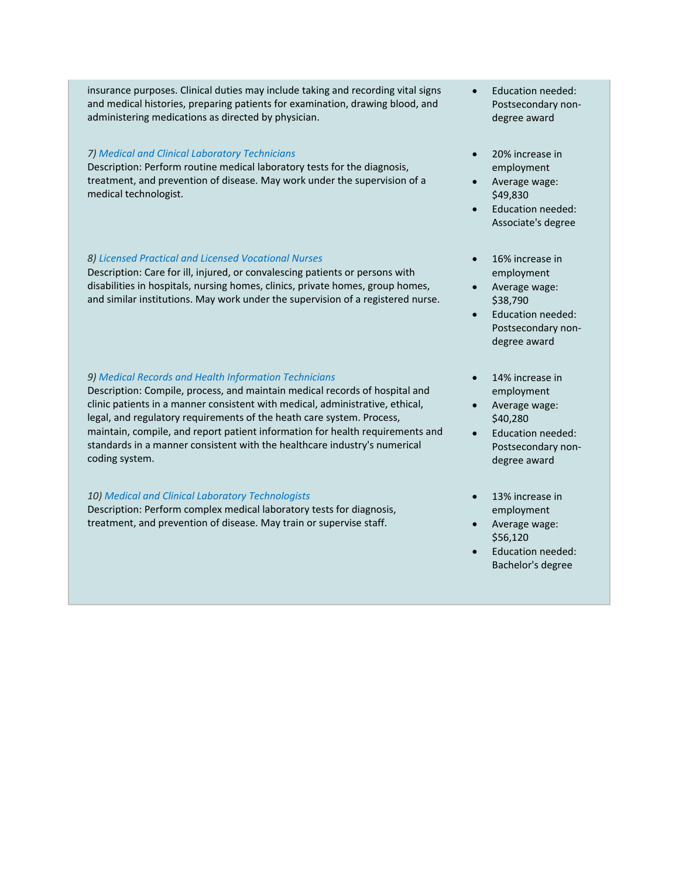insurance purposes. Clinical duties may include taking and recording vital signs and medical histories, preparing patients for examination, drawing blood, and administering medications as directed by physician.

- Education needed: Postsecondary non-degree award

*7) Medical and Clinical Laboratory Technicians*
Description: Perform routine medical laboratory tests for the diagnosis, treatment, and prevention of disease. May work under the supervision of a medical technologist.

- 20% increase in employment
- Average wage: $49,830
- Education needed: Associate's degree

*8) Licensed Practical and Licensed Vocational Nurses*
Description: Care for ill, injured, or convalescing patients or persons with disabilities in hospitals, nursing homes, clinics, private homes, group homes, and similar institutions. May work under the supervision of a registered nurse.

- 16% increase in employment
- Average wage: $38,790
- Education needed: Postsecondary non-degree award

*9) Medical Records and Health Information Technicians*
Description: Compile, process, and maintain medical records of hospital and clinic patients in a manner consistent with medical, administrative, ethical, legal, and regulatory requirements of the heath care system. Process, maintain, compile, and report patient information for health requirements and standards in a manner consistent with the healthcare industry's numerical coding system.

- 14% increase in employment
- Average wage: $40,280
- Education needed: Postsecondary non-degree award

*10) Medical and Clinical Laboratory Technologists*
Description: Perform complex medical laboratory tests for diagnosis, treatment, and prevention of disease. May train or supervise staff.

- 13% increase in employment
- Average wage: $56,120
- Education needed: Bachelor's degree